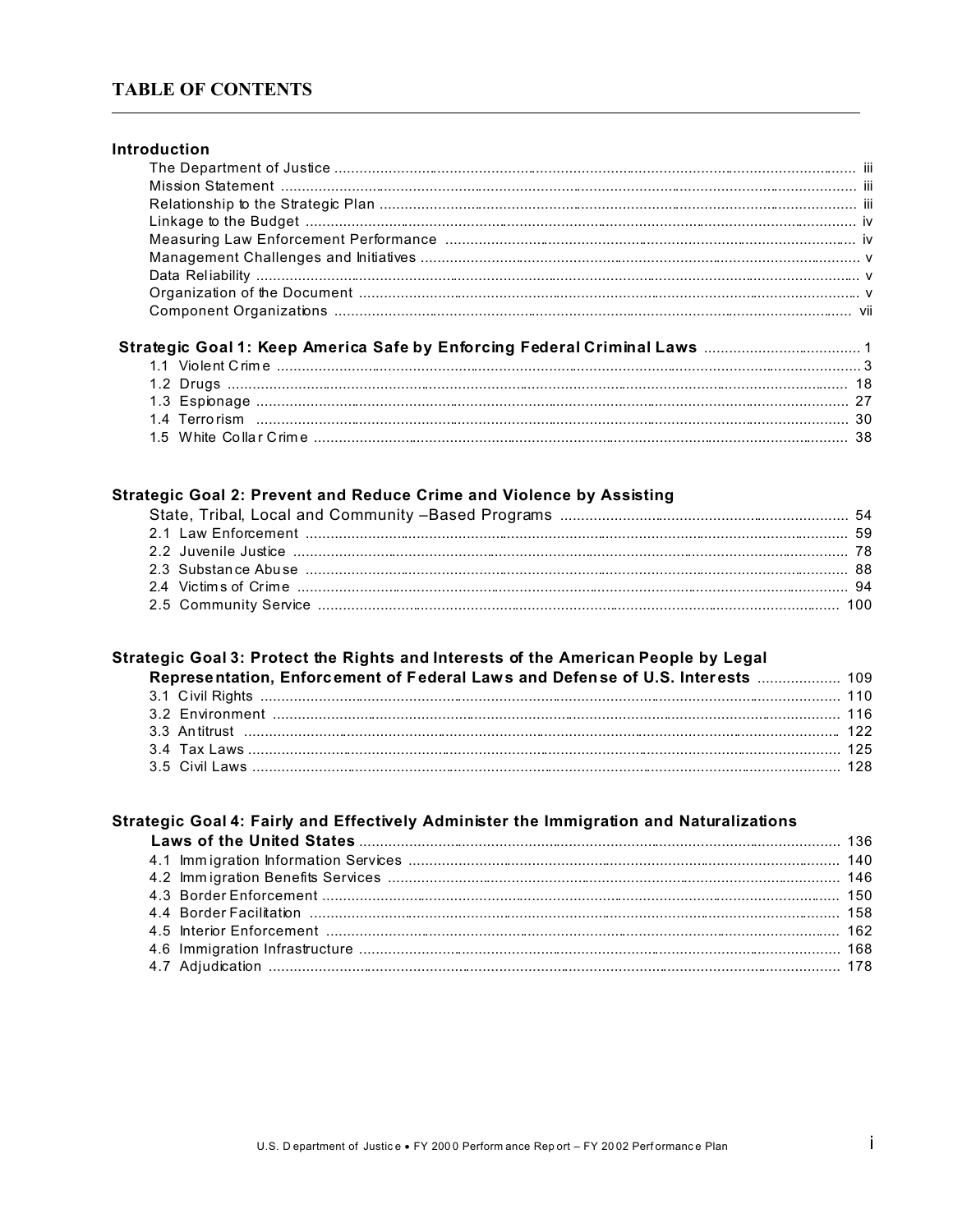## TABLE OF CONTENTS

**Introduction**

- The Department of Justice ..... iii
- Mission Statement ..... iii
- Relationship to the Strategic Plan ..... iii
- Linkage to the Budget ..... iv
- Measuring Law Enforcement Performance ..... iv
- Management Challenges and Initiatives ..... v
- Data Reliability ..... v
- Organization of the Document ..... v
- Component Organizations ..... vii

**Strategic Goal 1: Keep America Safe by Enforcing Federal Criminal Laws** ..... 1

- 1.1 Violent Crime ..... 3
- 1.2 Drugs ..... 18
- 1.3 Espionage ..... 27
- 1.4 Terrorism ..... 30
- 1.5 White Collar Crime ..... 38

**Strategic Goal 2: Prevent and Reduce Crime and Violence by Assisting State, Tribal, Local and Community –Based Programs** ..... 54

- 2.1 Law Enforcement ..... 59
- 2.2 Juvenile Justice ..... 78
- 2.3 Substance Abuse ..... 88
- 2.4 Victims of Crime ..... 94
- 2.5 Community Service ..... 100

**Strategic Goal 3: Protect the Rights and Interests of the American People by Legal Representation, Enforcement of Federal Laws and Defense of U.S. Interests** ..... 109

- 3.1 Civil Rights ..... 110
- 3.2 Environment ..... 116
- 3.3 Antitrust ..... 122
- 3.4 Tax Laws ..... 125
- 3.5 Civil Laws ..... 128

**Strategic Goal 4: Fairly and Effectively Administer the Immigration and Naturalizations Laws of the United States** ..... 136

- 4.1 Immigration Information Services ..... 140
- 4.2 Immigration Benefits Services ..... 146
- 4.3 Border Enforcement ..... 150
- 4.4 Border Facilitation ..... 158
- 4.5 Interior Enforcement ..... 162
- 4.6 Immigration Infrastructure ..... 168
- 4.7 Adjudication ..... 178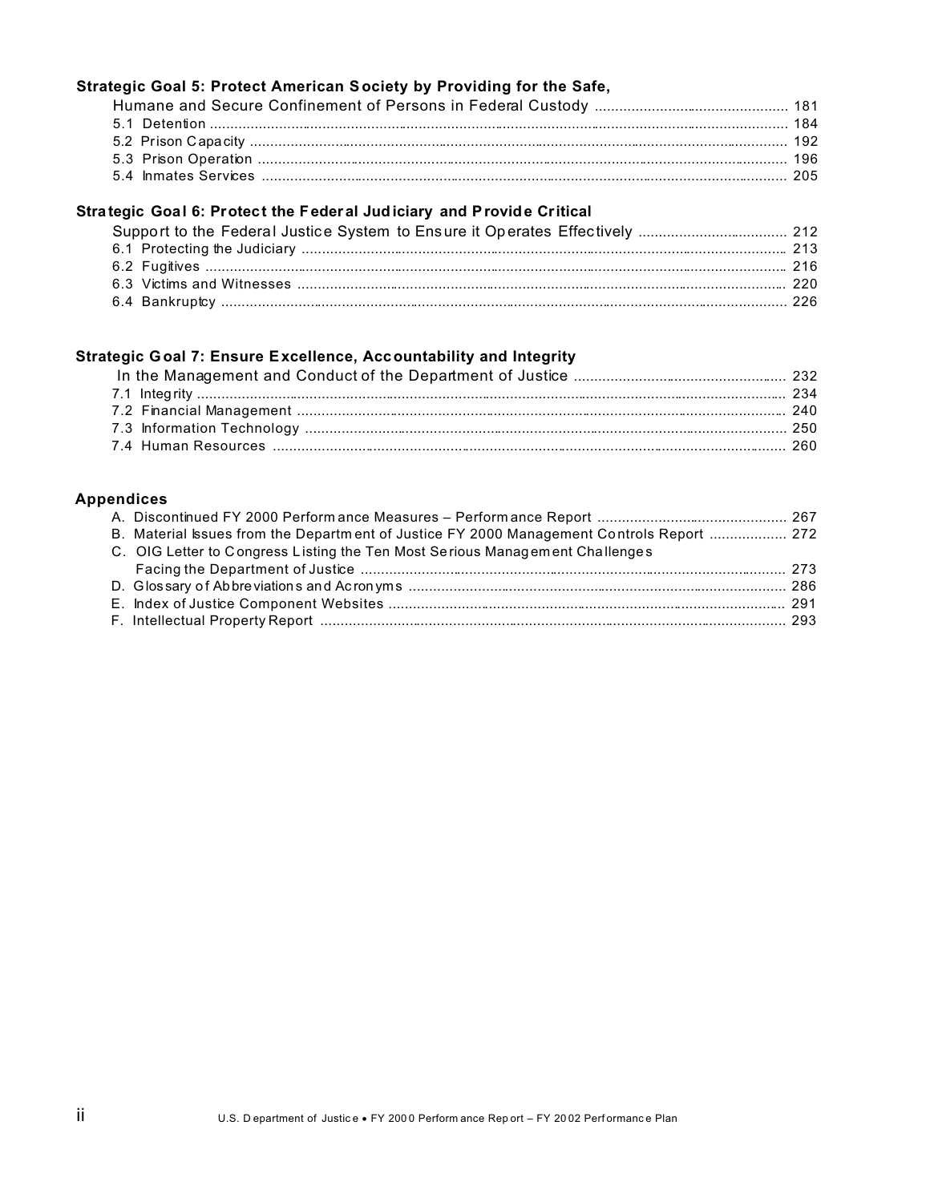**Strategic Goal 5: Protect American Society by Providing for the Safe, Humane and Secure Confinement of Persons in Federal Custody** ............ 181

- 5.1 Detention ............ 184
- 5.2 Prison Capacity ............ 192
- 5.3 Prison Operation ............ 196
- 5.4 Inmates Services ............ 205

**Strategic Goal 6: Protect the Federal Judiciary and Provide Critical Support to the Federal Justice System to Ensure it Operates Effectively** ............ 212

- 6.1 Protecting the Judiciary ............ 213
- 6.2 Fugitives ............ 216
- 6.3 Victims and Witnesses ............ 220
- 6.4 Bankruptcy ............ 226

**Strategic Goal 7: Ensure Excellence, Accountability and Integrity In the Management and Conduct of the Department of Justice** ............ 232

- 7.1 Integrity ............ 234
- 7.2 Financial Management ............ 240
- 7.3 Information Technology ............ 250
- 7.4 Human Resources ............ 260

**Appendices**

- A. Discontinued FY 2000 Performance Measures – Performance Report ............ 267
- B. Material Issues from the Department of Justice FY 2000 Management Controls Report ............ 272
- C. OIG Letter to Congress Listing the Ten Most Serious Management Challenges Facing the Department of Justice ............ 273
- D. Glossary of Abbreviations and Acronyms ............ 286
- E. Index of Justice Component Websites ............ 291
- F. Intellectual Property Report ............ 293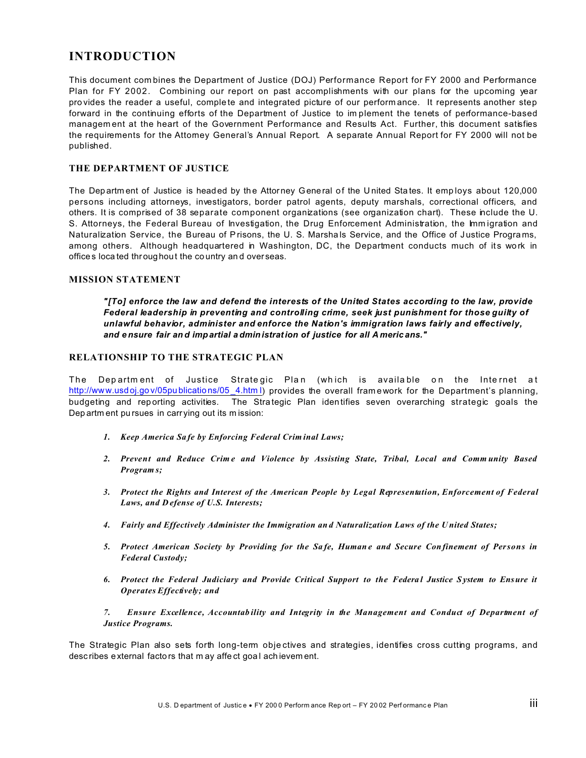# INTRODUCTION

This document combines the Department of Justice (DOJ) Performance Report for FY 2000 and Performance Plan for FY 2002. Combining our report on past accomplishments with our plans for the upcoming year provides the reader a useful, complete and integrated picture of our performance. It represents another step forward in the continuing efforts of the Department of Justice to implement the tenets of performance-based management at the heart of the Government Performance and Results Act. Further, this document satisfies the requirements for the Attorney General's Annual Report. A separate Annual Report for FY 2000 will not be published.

## THE DEPARTMENT OF JUSTICE

The Department of Justice is headed by the Attorney General of the United States. It employs about 120,000 persons including attorneys, investigators, border patrol agents, deputy marshals, correctional officers, and others. It is comprised of 38 separate component organizations (see organization chart). These include the U. S. Attorneys, the Federal Bureau of Investigation, the Drug Enforcement Administration, the Immigration and Naturalization Service, the Bureau of Prisons, the U. S. Marshals Service, and the Office of Justice Programs, among others. Although headquartered in Washington, DC, the Department conducts much of its work in offices located throughout the country and overseas.

## MISSION STATEMENT

> ***"[To] enforce the law and defend the interests of the United States according to the law, provide Federal leadership in preventing and controlling crime, seek just punishment for those guilty of unlawful behavior, administer and enforce the Nation's immigration laws fairly and effectively, and ensure fair and impartial administration of justice for all Americans."***

## RELATIONSHIP TO THE STRATEGIC PLAN

The Department of Justice Strategic Plan (which is available on the Internet at http://www.usdoj.gov/05publications/05_4.html) provides the overall framework for the Department's planning, budgeting and reporting activities. The Strategic Plan identifies seven overarching strategic goals the Department pursues in carrying out its mission:

1. ***Keep America Safe by Enforcing Federal Criminal Laws;***
2. ***Prevent and Reduce Crime and Violence by Assisting State, Tribal, Local and Community Based Programs;***
3. ***Protect the Rights and Interest of the American People by Legal Representation, Enforcement of Federal Laws, and Defense of U.S. Interests;***
4. ***Fairly and Effectively Administer the Immigration and Naturalization Laws of the United States;***
5. ***Protect American Society by Providing for the Safe, Humane and Secure Confinement of Persons in Federal Custody;***
6. ***Protect the Federal Judiciary and Provide Critical Support to the Federal Justice System to Ensure it Operates Effectively; and***
7. ***Ensure Excellence, Accountability and Integrity in the Management and Conduct of Department of Justice Programs.***

The Strategic Plan also sets forth long-term objectives and strategies, identifies cross cutting programs, and describes external factors that may affect goal achievement.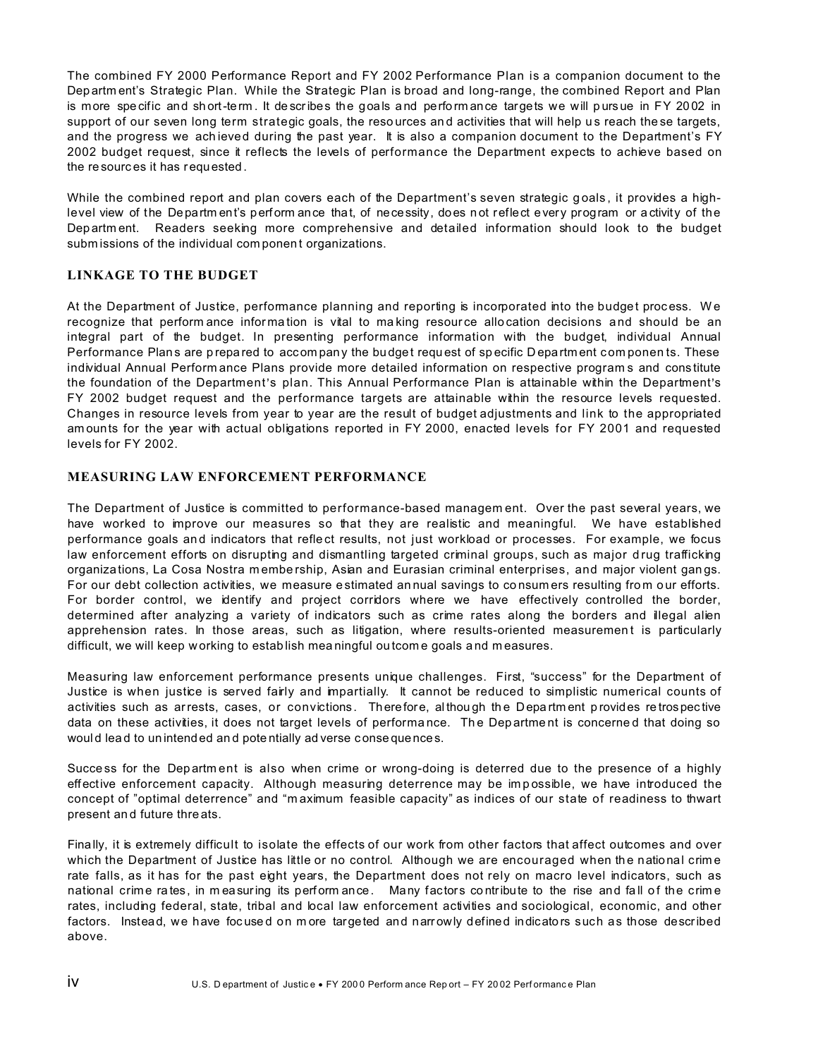The combined FY 2000 Performance Report and FY 2002 Performance Plan is a companion document to the Department's Strategic Plan. While the Strategic Plan is broad and long-range, the combined Report and Plan is more specific and short-term. It describes the goals and performance targets we will pursue in FY 2002 in support of our seven long term strategic goals, the resources and activities that will help us reach these targets, and the progress we achieved during the past year. It is also a companion document to the Department's FY 2002 budget request, since it reflects the levels of performance the Department expects to achieve based on the resources it has requested.

While the combined report and plan covers each of the Department's seven strategic goals, it provides a high-level view of the Department's performance that, of necessity, does not reflect every program or activity of the Department. Readers seeking more comprehensive and detailed information should look to the budget submissions of the individual component organizations.

## LINKAGE TO THE BUDGET

At the Department of Justice, performance planning and reporting is incorporated into the budget process. We recognize that performance information is vital to making resource allocation decisions and should be an integral part of the budget. In presenting performance information with the budget, individual Annual Performance Plans are prepared to accompany the budget request of specific Department components. These individual Annual Performance Plans provide more detailed information on respective programs and constitute the foundation of the Department's plan. This Annual Performance Plan is attainable within the Department's FY 2002 budget request and the performance targets are attainable within the resource levels requested. Changes in resource levels from year to year are the result of budget adjustments and link to the appropriated amounts for the year with actual obligations reported in FY 2000, enacted levels for FY 2001 and requested levels for FY 2002.

## MEASURING LAW ENFORCEMENT PERFORMANCE

The Department of Justice is committed to performance-based management. Over the past several years, we have worked to improve our measures so that they are realistic and meaningful. We have established performance goals and indicators that reflect results, not just workload or processes. For example, we focus law enforcement efforts on disrupting and dismantling targeted criminal groups, such as major drug trafficking organizations, La Cosa Nostra membership, Asian and Eurasian criminal enterprises, and major violent gangs. For our debt collection activities, we measure estimated annual savings to consumers resulting from our efforts. For border control, we identify and project corridors where we have effectively controlled the border, determined after analyzing a variety of indicators such as crime rates along the borders and illegal alien apprehension rates. In those areas, such as litigation, where results-oriented measurement is particularly difficult, we will keep working to establish meaningful outcome goals and measures.

Measuring law enforcement performance presents unique challenges. First, "success" for the Department of Justice is when justice is served fairly and impartially. It cannot be reduced to simplistic numerical counts of activities such as arrests, cases, or convictions. Therefore, although the Department provides retrospective data on these activities, it does not target levels of performance. The Department is concerned that doing so would lead to unintended and potentially adverse consequences.

Success for the Department is also when crime or wrong-doing is deterred due to the presence of a highly effective enforcement capacity. Although measuring deterrence may be impossible, we have introduced the concept of "optimal deterrence" and "maximum feasible capacity" as indices of our state of readiness to thwart present and future threats.

Finally, it is extremely difficult to isolate the effects of our work from other factors that affect outcomes and over which the Department of Justice has little or no control. Although we are encouraged when the national crime rate falls, as it has for the past eight years, the Department does not rely on macro level indicators, such as national crime rates, in measuring its performance. Many factors contribute to the rise and fall of the crime rates, including federal, state, tribal and local law enforcement activities and sociological, economic, and other factors. Instead, we have focused on more targeted and narrowly defined indicators such as those described above.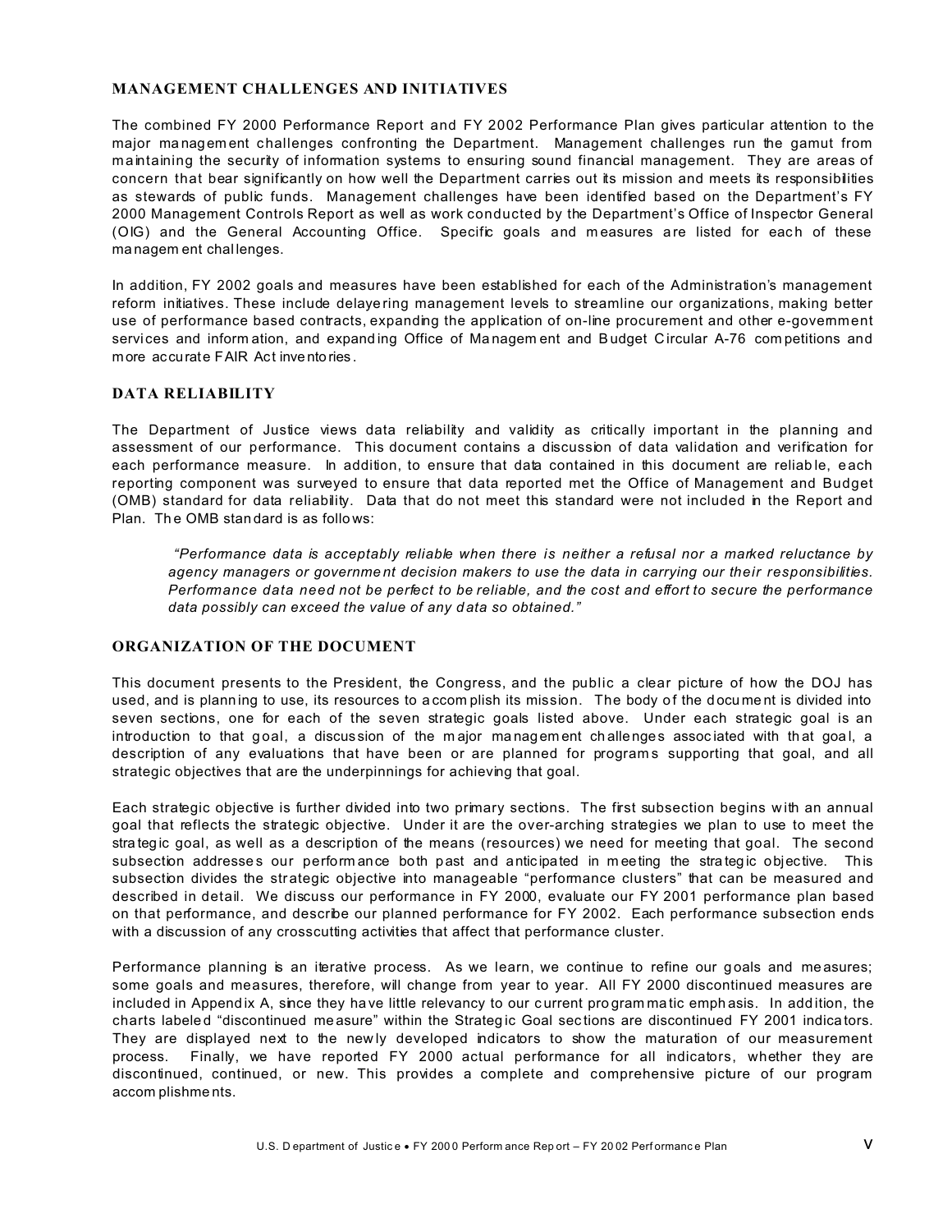## MANAGEMENT CHALLENGES AND INITIATIVES

The combined FY 2000 Performance Report and FY 2002 Performance Plan gives particular attention to the major management challenges confronting the Department. Management challenges run the gamut from maintaining the security of information systems to ensuring sound financial management. They are areas of concern that bear significantly on how well the Department carries out its mission and meets its responsibilities as stewards of public funds. Management challenges have been identified based on the Department's FY 2000 Management Controls Report as well as work conducted by the Department's Office of Inspector General (OIG) and the General Accounting Office. Specific goals and measures are listed for each of these management challenges.

In addition, FY 2002 goals and measures have been established for each of the Administration's management reform initiatives. These include delayering management levels to streamline our organizations, making better use of performance based contracts, expanding the application of on-line procurement and other e-government services and information, and expanding Office of Management and Budget Circular A-76 competitions and more accurate FAIR Act inventories.

## DATA RELIABILITY

The Department of Justice views data reliability and validity as critically important in the planning and assessment of our performance. This document contains a discussion of data validation and verification for each performance measure. In addition, to ensure that data contained in this document are reliable, each reporting component was surveyed to ensure that data reported met the Office of Management and Budget (OMB) standard for data reliability. Data that do not meet this standard were not included in the Report and Plan. The OMB standard is as follows:

> *"Performance data is acceptably reliable when there is neither a refusal nor a marked reluctance by agency managers or government decision makers to use the data in carrying our their responsibilities. Performance data need not be perfect to be reliable, and the cost and effort to secure the performance data possibly can exceed the value of any data so obtained."*

## ORGANIZATION OF THE DOCUMENT

This document presents to the President, the Congress, and the public a clear picture of how the DOJ has used, and is planning to use, its resources to accomplish its mission. The body of the document is divided into seven sections, one for each of the seven strategic goals listed above. Under each strategic goal is an introduction to that goal, a discussion of the major management challenges associated with that goal, a description of any evaluations that have been or are planned for programs supporting that goal, and all strategic objectives that are the underpinnings for achieving that goal.

Each strategic objective is further divided into two primary sections. The first subsection begins with an annual goal that reflects the strategic objective. Under it are the over-arching strategies we plan to use to meet the strategic goal, as well as a description of the means (resources) we need for meeting that goal. The second subsection addresses our performance both past and anticipated in meeting the strategic objective. This subsection divides the strategic objective into manageable "performance clusters" that can be measured and described in detail. We discuss our performance in FY 2000, evaluate our FY 2001 performance plan based on that performance, and describe our planned performance for FY 2002. Each performance subsection ends with a discussion of any crosscutting activities that affect that performance cluster.

Performance planning is an iterative process. As we learn, we continue to refine our goals and measures; some goals and measures, therefore, will change from year to year. All FY 2000 discontinued measures are included in Appendix A, since they have little relevancy to our current programmatic emphasis. In addition, the charts labeled "discontinued measure" within the Strategic Goal sections are discontinued FY 2001 indicators. They are displayed next to the newly developed indicators to show the maturation of our measurement process. Finally, we have reported FY 2000 actual performance for all indicators, whether they are discontinued, continued, or new. This provides a complete and comprehensive picture of our program accomplishments.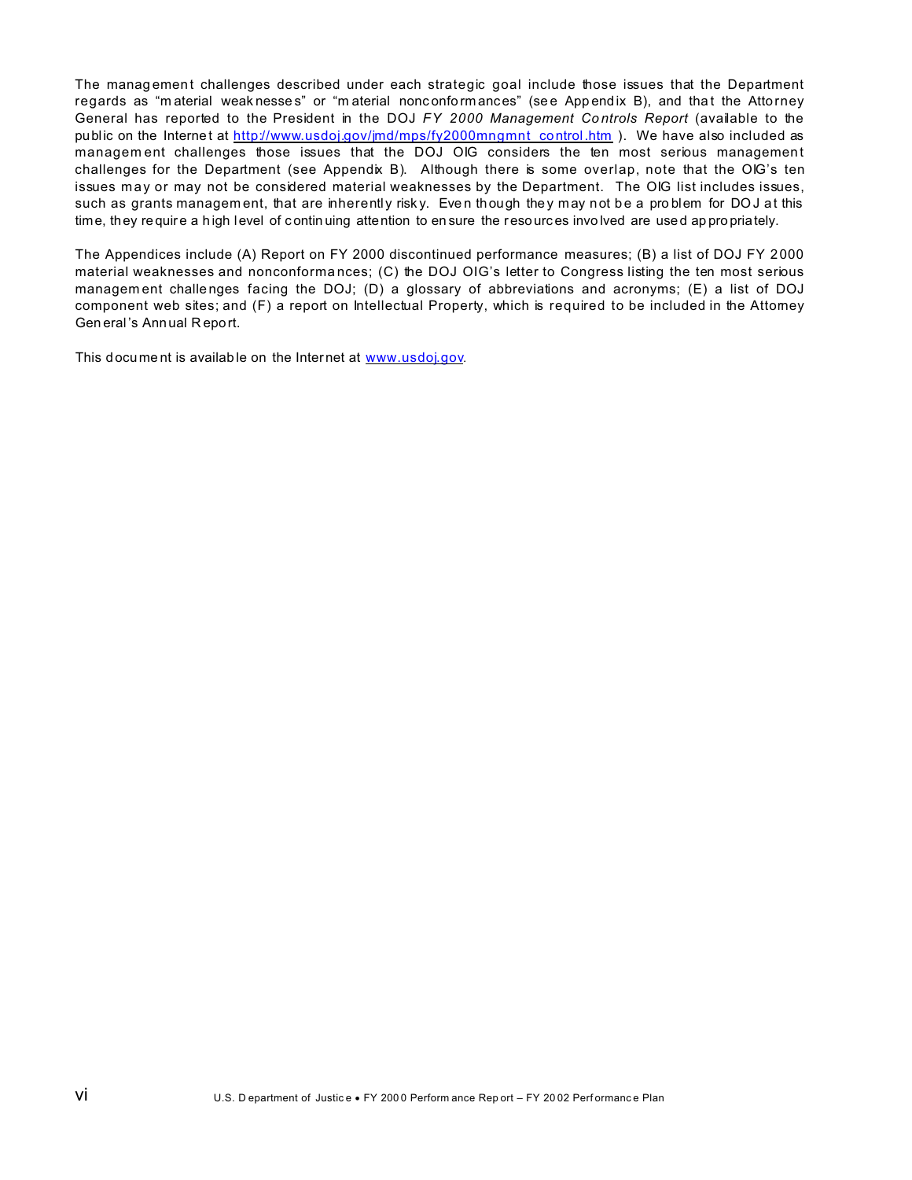The management challenges described under each strategic goal include those issues that the Department regards as "material weaknesses" or "material nonconformances" (see Appendix B), and that the Attorney General has reported to the President in the DOJ *FY 2000 Management Controls Report* (available to the public on the Internet at http://www.usdoj.gov/jmd/mps/fy2000mngmnt_control.htm ). We have also included as management challenges those issues that the DOJ OIG considers the ten most serious management challenges for the Department (see Appendix B). Although there is some overlap, note that the OIG's ten issues may or may not be considered material weaknesses by the Department. The OIG list includes issues, such as grants management, that are inherently risky. Even though they may not be a problem for DOJ at this time, they require a high level of continuing attention to ensure the resources involved are used appropriately.

The Appendices include (A) Report on FY 2000 discontinued performance measures; (B) a list of DOJ FY 2000 material weaknesses and nonconformances; (C) the DOJ OIG's letter to Congress listing the ten most serious management challenges facing the DOJ; (D) a glossary of abbreviations and acronyms; (E) a list of DOJ component web sites; and (F) a report on Intellectual Property, which is required to be included in the Attorney General's Annual Report.

This document is available on the Internet at www.usdoj.gov.